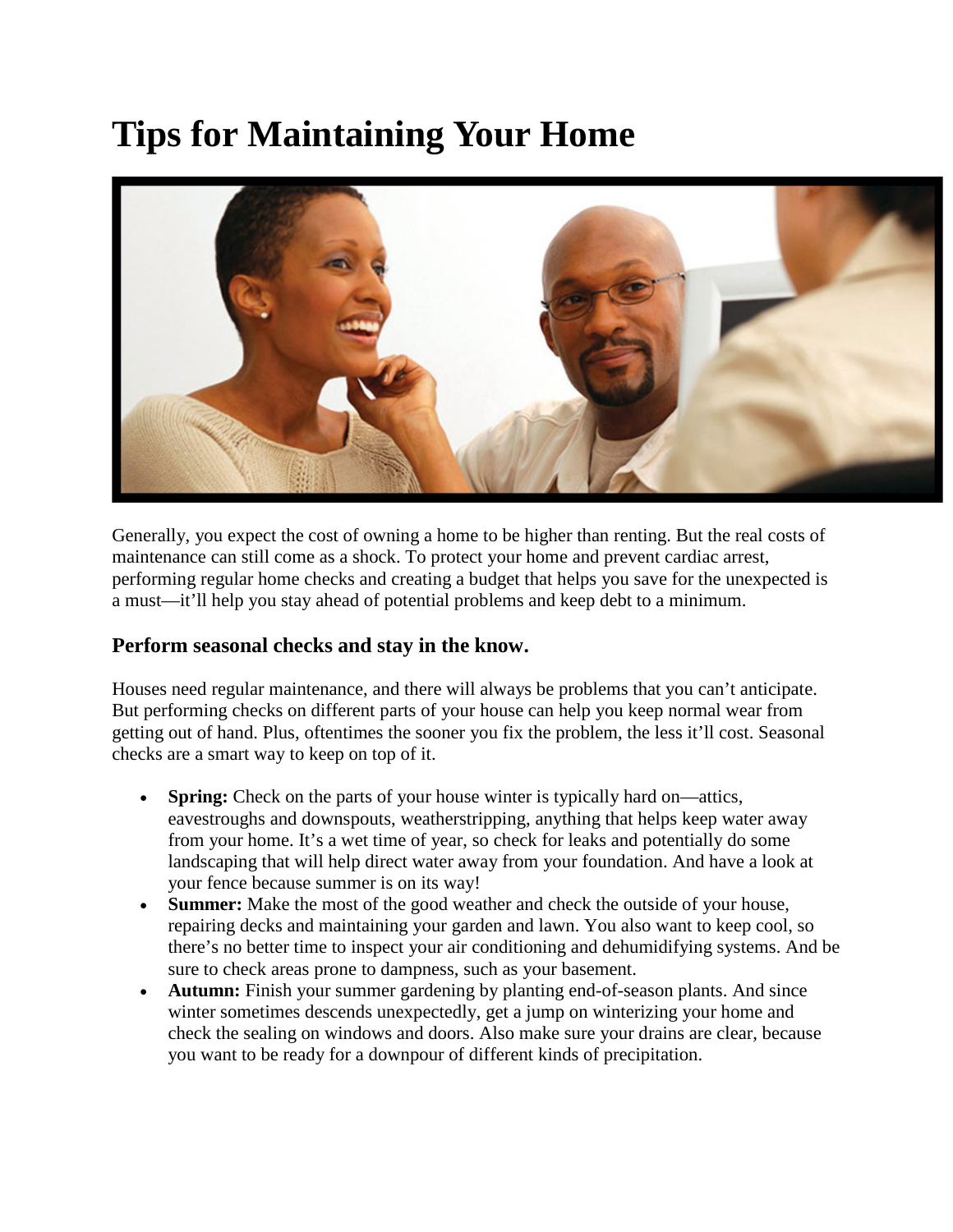# Tips for Maintaining Your Home

Generally, you expect the cost of owning a home to be higher than renting. But the real costs of maintenance can still come as a shock. To protect your home and prevent cardiac arrest, performing regular home checks and creating a budget that helps you save for the unexpected is a must—it'll help you stay ahead of potential problems and keep debt to a minimum.

### Perform seasonal checks and stay in the know.

Houses need regular maintenance, and there will always be problems that you can't anticipate. But performing checks on different parts of your house can help you keep normal wear from getting out of hand. Plus, oftentimes the sooner you fix the problem, the less it'll cost. Seasonal checks are a smart way to keep on top of it.

- **Spring:** Check on the parts of your house winter is typically hard on—attics, eavestroughs and downspouts, weatherstripping, anything that helps keep water away from your home. It's a wet time of year, so check for leaks and potentially do some landscaping that will help direct water away from your foundation. And have a look at your fence because summer is on its way!
- **Summer:** Make the most of the good weather and check the outside of your house, repairing decks and maintaining your garden and lawn. You also want to keep cool, so there's no better time to inspect your air conditioning and dehumidifying systems. And be sure to check areas prone to dampness, such as your basement.
- **Autumn:** Finish your summer gardening by planting end-of-season plants. And since winter sometimes descends unexpectedly, get a jump on winterizing your home and check the sealing on windows and doors. Also make sure your drains are clear, because you want to be ready for a downpour of different kinds of precipitation.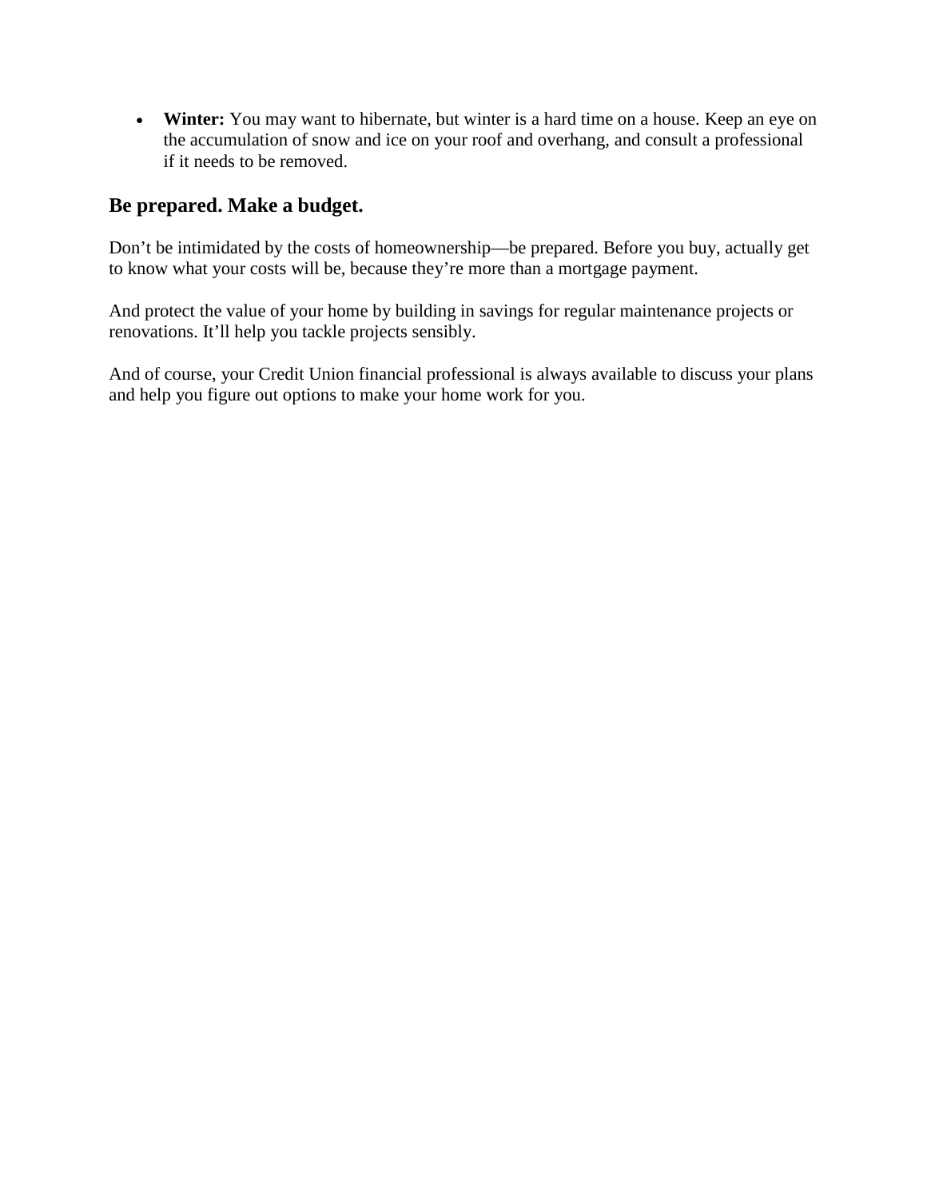- **Winter:** You may want to hibernate, but winter is a hard time on a house. Keep an eye on the accumulation of snow and ice on your roof and overhang, and consult a professional if it needs to be removed.

## Be prepared. Make a budget.

Don't be intimidated by the costs of homeownership—be prepared. Before you buy, actually get to know what your costs will be, because they're more than a mortgage payment.

And protect the value of your home by building in savings for regular maintenance projects or renovations. It'll help you tackle projects sensibly.

And of course, your Credit Union financial professional is always available to discuss your plans and help you figure out options to make your home work for you.